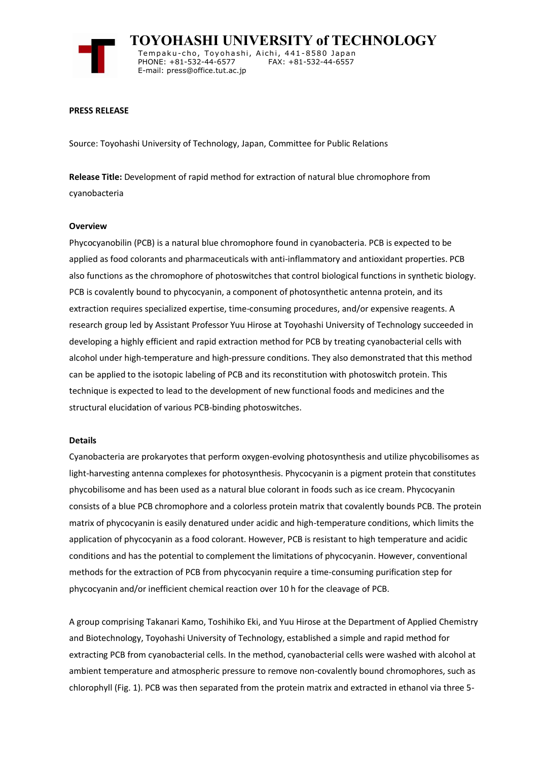# TOYOHASHI UNIVERSITY of TECHNOLOGY

Tempaku-cho, Toyohashi, Aichi, 441-8580 Japan
PHONE: +81-532-44-6577 FAX: +81-532-44-6557
E-mail: press@office.tut.ac.jp

**PRESS RELEASE**

Source: Toyohashi University of Technology, Japan, Committee for Public Relations

**Release Title:** Development of rapid method for extraction of natural blue chromophore from cyanobacteria

**Overview**

Phycocyanobilin (PCB) is a natural blue chromophore found in cyanobacteria. PCB is expected to be applied as food colorants and pharmaceuticals with anti-inflammatory and antioxidant properties. PCB also functions as the chromophore of photoswitches that control biological functions in synthetic biology. PCB is covalently bound to phycocyanin, a component of photosynthetic antenna protein, and its extraction requires specialized expertise, time-consuming procedures, and/or expensive reagents. A research group led by Assistant Professor Yuu Hirose at Toyohashi University of Technology succeeded in developing a highly efficient and rapid extraction method for PCB by treating cyanobacterial cells with alcohol under high-temperature and high-pressure conditions. They also demonstrated that this method can be applied to the isotopic labeling of PCB and its reconstitution with photoswitch protein. This technique is expected to lead to the development of new functional foods and medicines and the structural elucidation of various PCB-binding photoswitches.

**Details**

Cyanobacteria are prokaryotes that perform oxygen-evolving photosynthesis and utilize phycobilisomes as light-harvesting antenna complexes for photosynthesis. Phycocyanin is a pigment protein that constitutes phycobilisome and has been used as a natural blue colorant in foods such as ice cream. Phycocyanin consists of a blue PCB chromophore and a colorless protein matrix that covalently bounds PCB. The protein matrix of phycocyanin is easily denatured under acidic and high-temperature conditions, which limits the application of phycocyanin as a food colorant. However, PCB is resistant to high temperature and acidic conditions and has the potential to complement the limitations of phycocyanin. However, conventional methods for the extraction of PCB from phycocyanin require a time-consuming purification step for phycocyanin and/or inefficient chemical reaction over 10 h for the cleavage of PCB.

A group comprising Takanari Kamo, Toshihiko Eki, and Yuu Hirose at the Department of Applied Chemistry and Biotechnology, Toyohashi University of Technology, established a simple and rapid method for extracting PCB from cyanobacterial cells. In the method, cyanobacterial cells were washed with alcohol at ambient temperature and atmospheric pressure to remove non-covalently bound chromophores, such as chlorophyll (Fig. 1). PCB was then separated from the protein matrix and extracted in ethanol via three 5-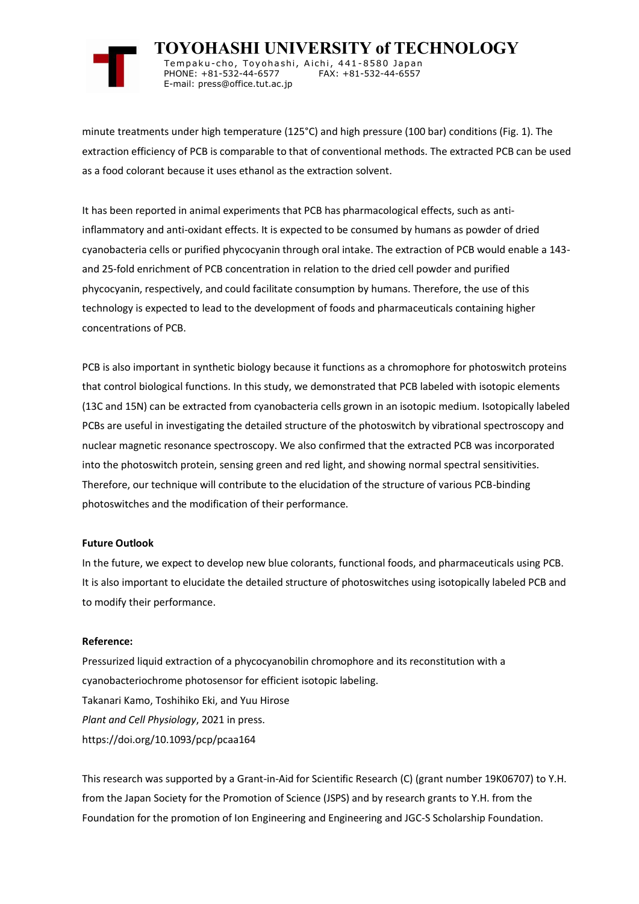minute treatments under high temperature (125°C) and high pressure (100 bar) conditions (Fig. 1). The extraction efficiency of PCB is comparable to that of conventional methods. The extracted PCB can be used as a food colorant because it uses ethanol as the extraction solvent.

It has been reported in animal experiments that PCB has pharmacological effects, such as anti-inflammatory and anti-oxidant effects. It is expected to be consumed by humans as powder of dried cyanobacteria cells or purified phycocyanin through oral intake. The extraction of PCB would enable a 143- and 25-fold enrichment of PCB concentration in relation to the dried cell powder and purified phycocyanin, respectively, and could facilitate consumption by humans. Therefore, the use of this technology is expected to lead to the development of foods and pharmaceuticals containing higher concentrations of PCB.

PCB is also important in synthetic biology because it functions as a chromophore for photoswitch proteins that control biological functions. In this study, we demonstrated that PCB labeled with isotopic elements (13C and 15N) can be extracted from cyanobacteria cells grown in an isotopic medium. Isotopically labeled PCBs are useful in investigating the detailed structure of the photoswitch by vibrational spectroscopy and nuclear magnetic resonance spectroscopy. We also confirmed that the extracted PCB was incorporated into the photoswitch protein, sensing green and red light, and showing normal spectral sensitivities. Therefore, our technique will contribute to the elucidation of the structure of various PCB-binding photoswitches and the modification of their performance.

**Future Outlook**

In the future, we expect to develop new blue colorants, functional foods, and pharmaceuticals using PCB. It is also important to elucidate the detailed structure of photoswitches using isotopically labeled PCB and to modify their performance.

**Reference:**

Pressurized liquid extraction of a phycocyanobilin chromophore and its reconstitution with a cyanobacteriochrome photosensor for efficient isotopic labeling.
Takanari Kamo, Toshihiko Eki, and Yuu Hirose
*Plant and Cell Physiology*, 2021 in press.
https://doi.org/10.1093/pcp/pcaa164

This research was supported by a Grant-in-Aid for Scientific Research (C) (grant number 19K06707) to Y.H. from the Japan Society for the Promotion of Science (JSPS) and by research grants to Y.H. from the Foundation for the promotion of Ion Engineering and Engineering and JGC-S Scholarship Foundation.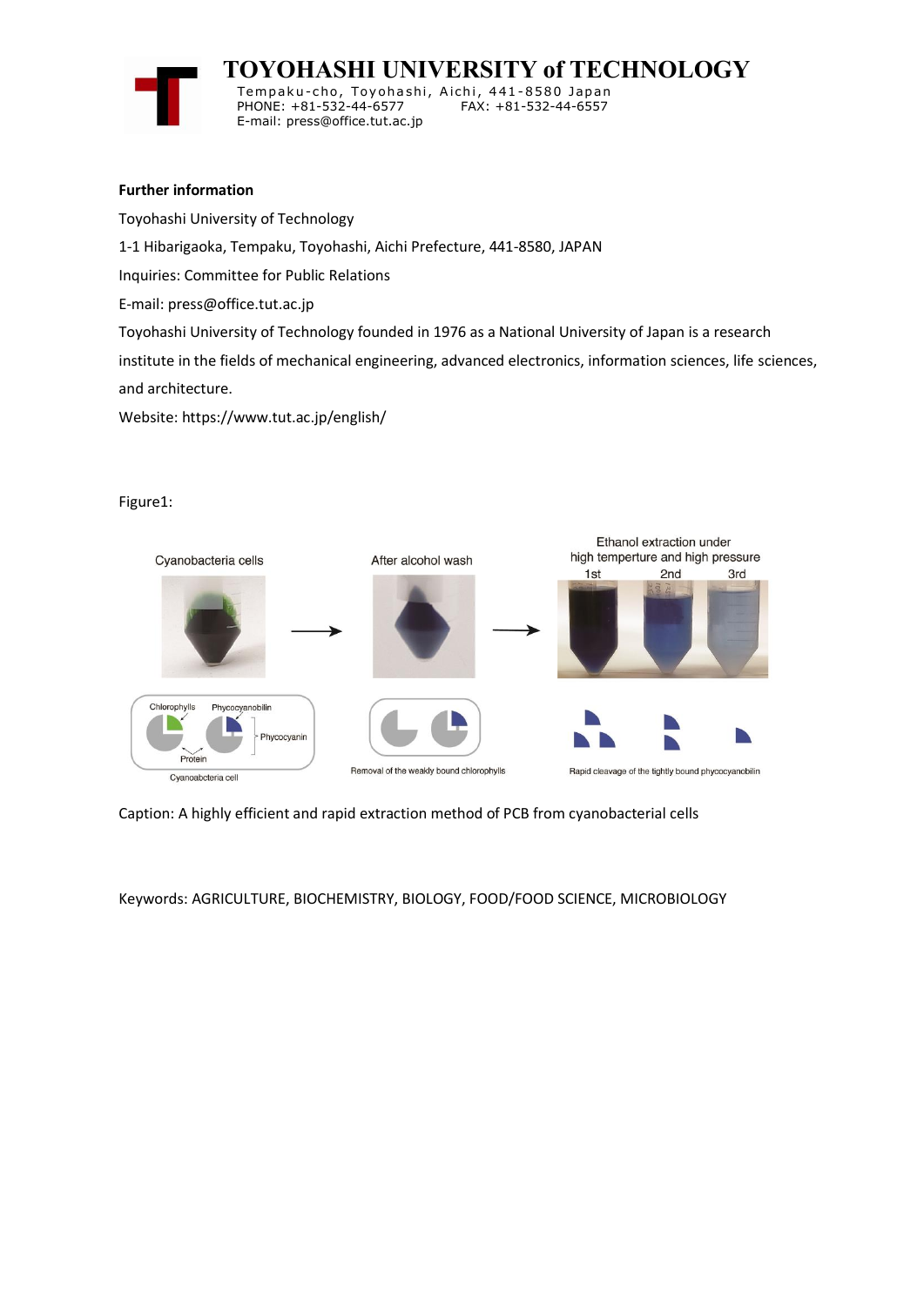**Further information**

Toyohashi University of Technology

1-1 Hibarigaoka, Tempaku, Toyohashi, Aichi Prefecture, 441-8580, JAPAN

Inquiries: Committee for Public Relations

E-mail: press@office.tut.ac.jp

Toyohashi University of Technology founded in 1976 as a National University of Japan is a research institute in the fields of mechanical engineering, advanced electronics, information sciences, life sciences, and architecture.

Website: https://www.tut.ac.jp/english/

Figure1:

Cyanobacteria cells

After alcohol wash

Ethanol extraction under high temperture and high pressure

1st

2nd

3rd

Chlorophylls

Phycocyanobilin

Phycocyanin

Protein

Cyanoabcteria cell

Removal of the weakly bound chlorophylls

Rapid cleavage of the tightly bound phycocyanobilin

Caption: A highly efficient and rapid extraction method of PCB from cyanobacterial cells

Keywords: AGRICULTURE, BIOCHEMISTRY, BIOLOGY, FOOD/FOOD SCIENCE, MICROBIOLOGY